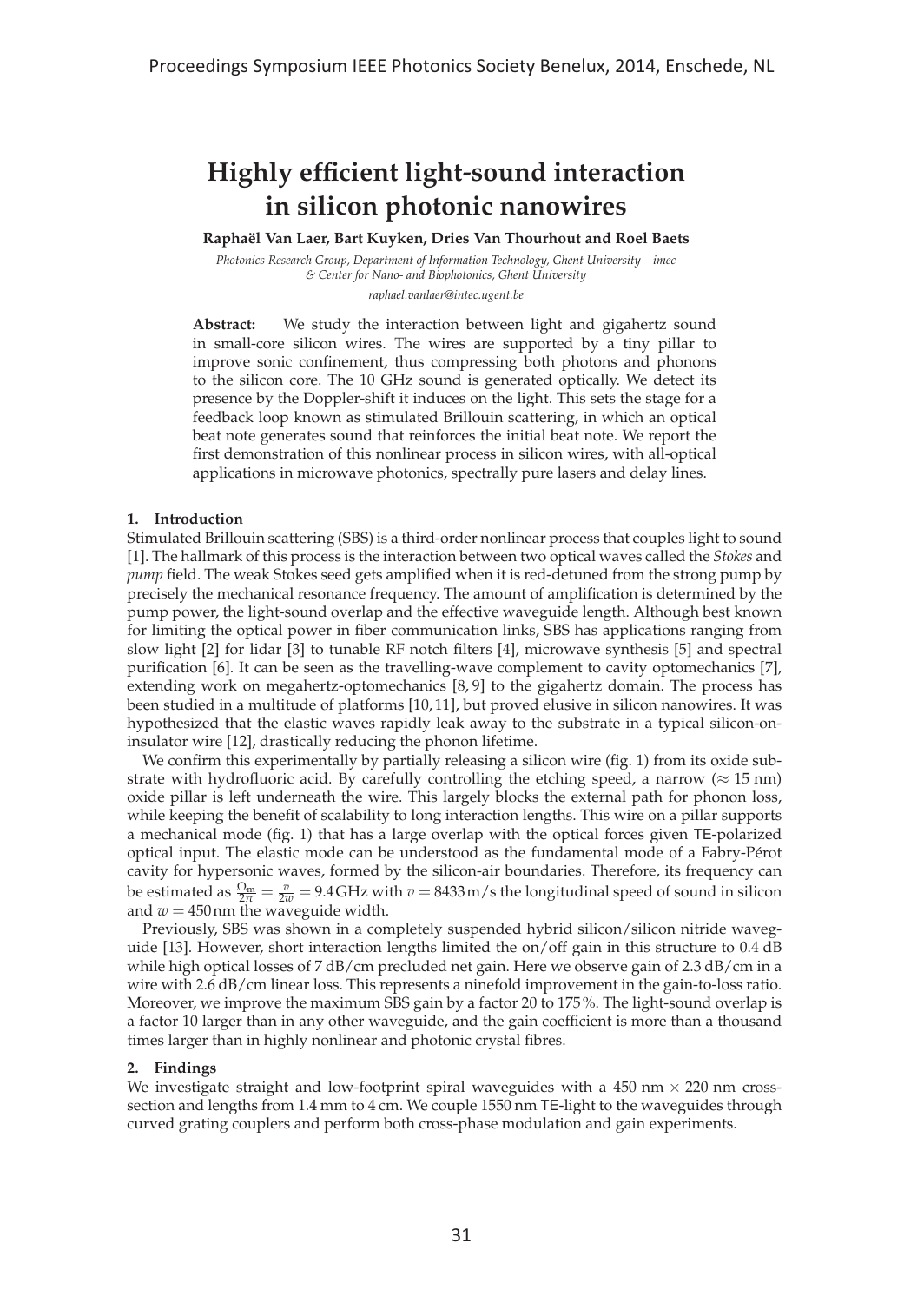# Highly efficient light-sound interaction in silicon photonic nanowires

**Raphaël Van Laer, Bart Kuyken, Dries Van Thourhout and Roel Baets**

*Photonics Research Group, Department of Information Technology, Ghent University – imec & Center for Nano- and Biophotonics, Ghent University*

*raphael.vanlaer@intec.ugent.be*

**Abstract:** We study the interaction between light and gigahertz sound in small-core silicon wires. The wires are supported by a tiny pillar to improve sonic confinement, thus compressing both photons and phonons to the silicon core. The 10 GHz sound is generated optically. We detect its presence by the Doppler-shift it induces on the light. This sets the stage for a feedback loop known as stimulated Brillouin scattering, in which an optical beat note generates sound that reinforces the initial beat note. We report the first demonstration of this nonlinear process in silicon wires, with all-optical applications in microwave photonics, spectrally pure lasers and delay lines.

## 1. Introduction

Stimulated Brillouin scattering (SBS) is a third-order nonlinear process that couples light to sound [1]. The hallmark of this process is the interaction between two optical waves called the *Stokes* and *pump* field. The weak Stokes seed gets amplified when it is red-detuned from the strong pump by precisely the mechanical resonance frequency. The amount of amplification is determined by the pump power, the light-sound overlap and the effective waveguide length. Although best known for limiting the optical power in fiber communication links, SBS has applications ranging from slow light [2] for lidar [3] to tunable RF notch filters [4], microwave synthesis [5] and spectral purification [6]. It can be seen as the travelling-wave complement to cavity optomechanics [7], extending work on megahertz-optomechanics [8, 9] to the gigahertz domain. The process has been studied in a multitude of platforms [10, 11], but proved elusive in silicon nanowires. It was hypothesized that the elastic waves rapidly leak away to the substrate in a typical silicon-on-insulator wire [12], drastically reducing the phonon lifetime.

We confirm this experimentally by partially releasing a silicon wire (fig. 1) from its oxide substrate with hydrofluoric acid. By carefully controlling the etching speed, a narrow ($\approx 15$ nm) oxide pillar is left underneath the wire. This largely blocks the external path for phonon loss, while keeping the benefit of scalability to long interaction lengths. This wire on a pillar supports a mechanical mode (fig. 1) that has a large overlap with the optical forces given TE-polarized optical input. The elastic mode can be understood as the fundamental mode of a Fabry-Pérot cavity for hypersonic waves, formed by the silicon-air boundaries. Therefore, its frequency can be estimated as $\frac{\Omega_m}{2\pi} = \frac{v}{2w} = 9.4\,\text{GHz}$ with $v = 8433\,\text{m/s}$ the longitudinal speed of sound in silicon and $w = 450\,\text{nm}$ the waveguide width.

Previously, SBS was shown in a completely suspended hybrid silicon/silicon nitride waveguide [13]. However, short interaction lengths limited the on/off gain in this structure to 0.4 dB while high optical losses of 7 dB/cm precluded net gain. Here we observe gain of 2.3 dB/cm in a wire with 2.6 dB/cm linear loss. This represents a ninefold improvement in the gain-to-loss ratio. Moreover, we improve the maximum SBS gain by a factor 20 to 175 %. The light-sound overlap is a factor 10 larger than in any other waveguide, and the gain coefficient is more than a thousand times larger than in highly nonlinear and photonic crystal fibres.

## 2. Findings

We investigate straight and low-footprint spiral waveguides with a 450 nm $\times$ 220 nm cross-section and lengths from 1.4 mm to 4 cm. We couple 1550 nm TE-light to the waveguides through curved grating couplers and perform both cross-phase modulation and gain experiments.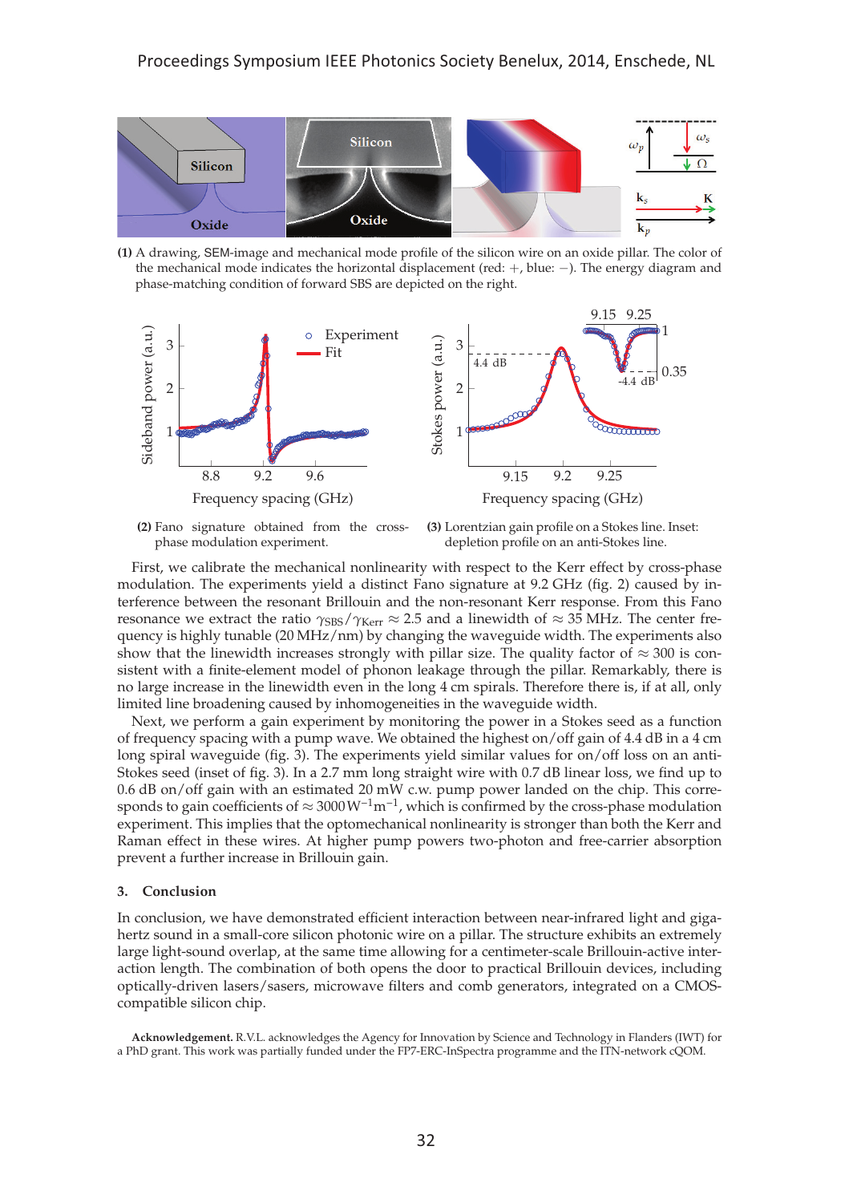**(1)** A drawing, SEM-image and mechanical mode profile of the silicon wire on an oxide pillar. The color of the mechanical mode indicates the horizontal displacement (red: +, blue: −). The energy diagram and phase-matching condition of forward SBS are depicted on the right.

**(2)** Fano signature obtained from the cross-phase modulation experiment.

**(3)** Lorentzian gain profile on a Stokes line. Inset: depletion profile on an anti-Stokes line.

First, we calibrate the mechanical nonlinearity with respect to the Kerr effect by cross-phase modulation. The experiments yield a distinct Fano signature at 9.2 GHz (fig. 2) caused by interference between the resonant Brillouin and the non-resonant Kerr response. From this Fano resonance we extract the ratio $\gamma_{\text{SBS}}/\gamma_{\text{Kerr}} \approx 2.5$ and a linewidth of $\approx 35$ MHz. The center frequency is highly tunable (20 MHz/nm) by changing the waveguide width. The experiments also show that the linewidth increases strongly with pillar size. The quality factor of $\approx 300$ is consistent with a finite-element model of phonon leakage through the pillar. Remarkably, there is no large increase in the linewidth even in the long 4 cm spirals. Therefore there is, if at all, only limited line broadening caused by inhomogeneities in the waveguide width.

Next, we perform a gain experiment by monitoring the power in a Stokes seed as a function of frequency spacing with a pump wave. We obtained the highest on/off gain of 4.4 dB in a 4 cm long spiral waveguide (fig. 3). The experiments yield similar values for on/off loss on an anti-Stokes seed (inset of fig. 3). In a 2.7 mm long straight wire with 0.7 dB linear loss, we find up to 0.6 dB on/off gain with an estimated 20 mW c.w. pump power landed on the chip. This corresponds to gain coefficients of $\approx 3000\,\text{W}^{-1}\text{m}^{-1}$, which is confirmed by the cross-phase modulation experiment. This implies that the optomechanical nonlinearity is stronger than both the Kerr and Raman effect in these wires. At higher pump powers two-photon and free-carrier absorption prevent a further increase in Brillouin gain.

### 3. Conclusion

In conclusion, we have demonstrated efficient interaction between near-infrared light and gigahertz sound in a small-core silicon photonic wire on a pillar. The structure exhibits an extremely large light-sound overlap, at the same time allowing for a centimeter-scale Brillouin-active interaction length. The combination of both opens the door to practical Brillouin devices, including optically-driven lasers/sasers, microwave filters and comb generators, integrated on a CMOS-compatible silicon chip.

**Acknowledgement.** R.V.L. acknowledges the Agency for Innovation by Science and Technology in Flanders (IWT) for a PhD grant. This work was partially funded under the FP7-ERC-InSpectra programme and the ITN-network cQOM.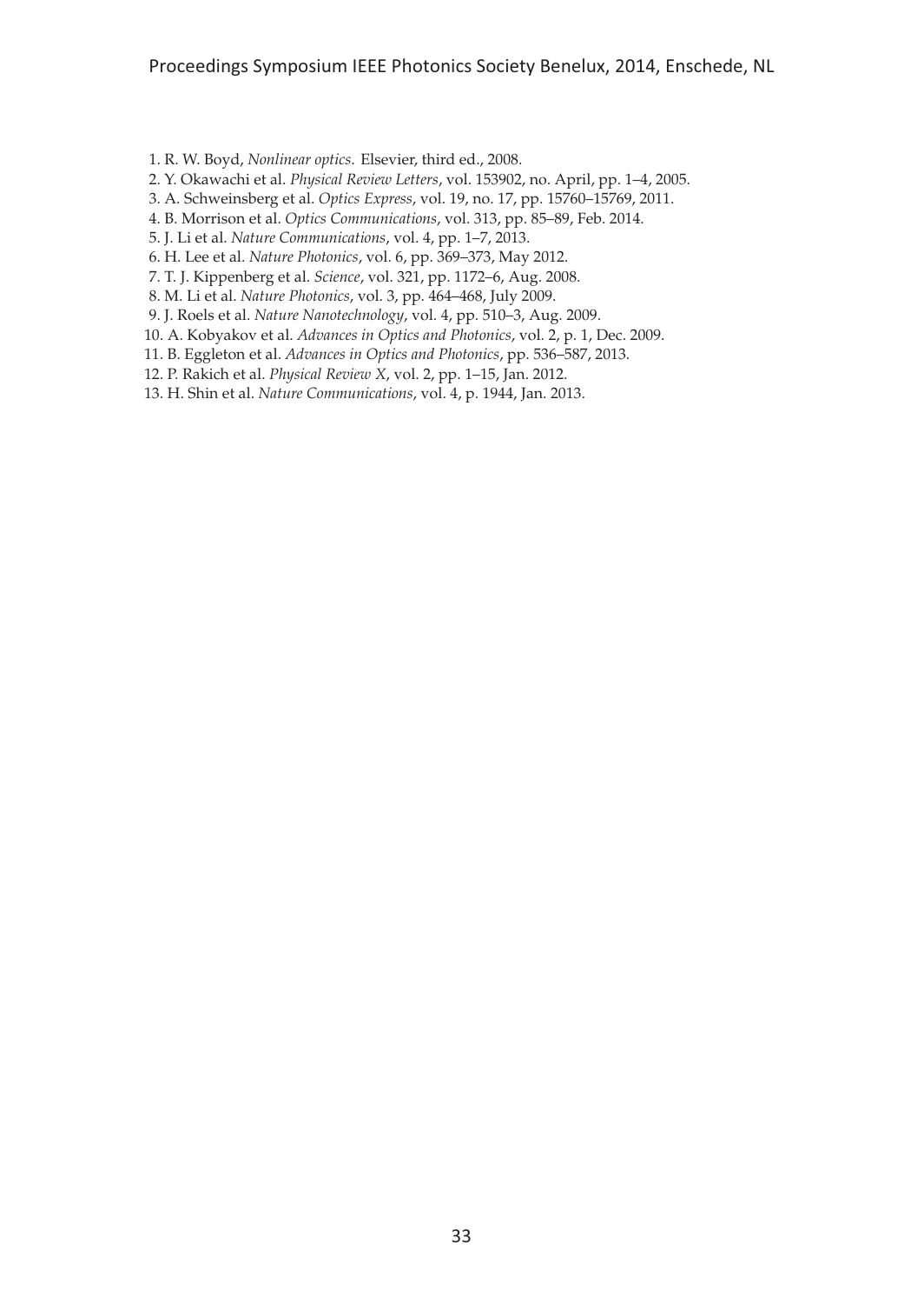1. R. W. Boyd, *Nonlinear optics*. Elsevier, third ed., 2008.
2. Y. Okawachi et al. *Physical Review Letters*, vol. 153902, no. April, pp. 1–4, 2005.
3. A. Schweinsberg et al. *Optics Express*, vol. 19, no. 17, pp. 15760–15769, 2011.
4. B. Morrison et al. *Optics Communications*, vol. 313, pp. 85–89, Feb. 2014.
5. J. Li et al. *Nature Communications*, vol. 4, pp. 1–7, 2013.
6. H. Lee et al. *Nature Photonics*, vol. 6, pp. 369–373, May 2012.
7. T. J. Kippenberg et al. *Science*, vol. 321, pp. 1172–6, Aug. 2008.
8. M. Li et al. *Nature Photonics*, vol. 3, pp. 464–468, July 2009.
9. J. Roels et al. *Nature Nanotechnology*, vol. 4, pp. 510–3, Aug. 2009.
10. A. Kobyakov et al. *Advances in Optics and Photonics*, vol. 2, p. 1, Dec. 2009.
11. B. Eggleton et al. *Advances in Optics and Photonics*, pp. 536–587, 2013.
12. P. Rakich et al. *Physical Review X*, vol. 2, pp. 1–15, Jan. 2012.
13. H. Shin et al. *Nature Communications*, vol. 4, p. 1944, Jan. 2013.